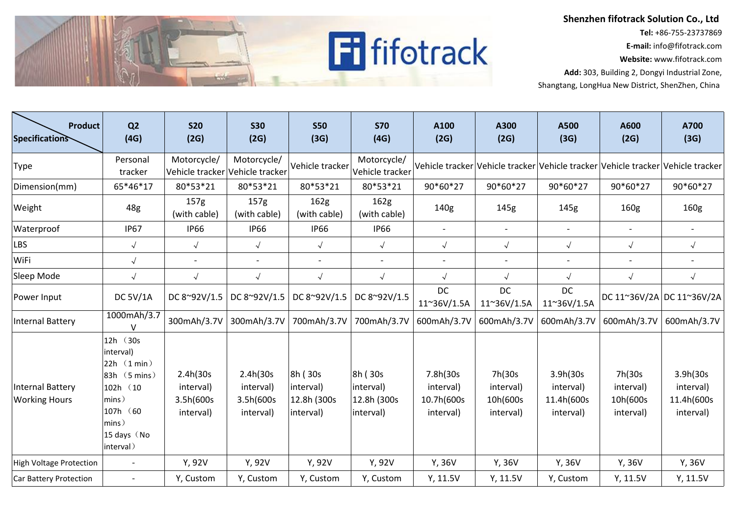**Shenzhen fifotrack Solution Co., Ltd**

**Tel:** +86-755-23737869

**E-mail:** info@fifotrack.com

**Website:** www.fifotrack.com

**Add:** 303, Building 2, Dongyi Industrial Zone, Shangtang, LongHua New District, ShenZhen, China

| Specifications / Product | Q2 (4G) | S20 (2G) | S30 (2G) | S50 (3G) | S70 (4G) | A100 (2G) | A300 (2G) | A500 (3G) | A600 (2G) | A700 (3G) |
|---|---|---|---|---|---|---|---|---|---|---|
| Type | Personal tracker | Motorcycle/ Vehicle tracker | Motorcycle/ Vehicle tracker | Vehicle tracker | Motorcycle/ Vehicle tracker | Vehicle tracker | Vehicle tracker | Vehicle tracker | Vehicle tracker | Vehicle tracker |
| Dimension(mm) | 65*46*17 | 80*53*21 | 80*53*21 | 80*53*21 | 80*53*21 | 90*60*27 | 90*60*27 | 90*60*27 | 90*60*27 | 90*60*27 |
| Weight | 48g | 157g (with cable) | 157g (with cable) | 162g (with cable) | 162g (with cable) | 140g | 145g | 145g | 160g | 160g |
| Waterproof | IP67 | IP66 | IP66 | IP66 | IP66 | - | - | - | - | - |
| LBS | √ | √ | √ | √ | √ | √ | √ | √ | √ | √ |
| WiFi | √ | - | - | - | - | - | - | - | - | - |
| Sleep Mode | √ | √ | √ | √ | √ | √ | √ | √ | √ | √ |
| Power Input | DC 5V/1A | DC 8~92V/1.5 | DC 8~92V/1.5 | DC 8~92V/1.5 | DC 8~92V/1.5 | DC 11~36V/1.5A | DC 11~36V/1.5A | DC 11~36V/1.5A | DC 11~36V/2A | DC 11~36V/2A |
| Internal Battery | 1000mAh/3.7V | 300mAh/3.7V | 300mAh/3.7V | 700mAh/3.7V | 700mAh/3.7V | 600mAh/3.7V | 600mAh/3.7V | 600mAh/3.7V | 600mAh/3.7V | 600mAh/3.7V |
| Internal Battery Working Hours | 12h （30s interval) 22h （1 min） 83h （5 mins） 102h （10 mins） 107h （60 mins） 15 days（No interval） | 2.4h(30s interval) 3.5h(600s interval) | 2.4h(30s interval) 3.5h(600s interval) | 8h ( 30s interval) 12.8h (300s interval) | 8h ( 30s interval) 12.8h (300s interval) | 7.8h(30s interval) 10.7h(600s interval) | 7h(30s interval) 10h(600s interval) | 3.9h(30s interval) 11.4h(600s interval) | 7h(30s interval) 10h(600s interval) | 3.9h(30s interval) 11.4h(600s interval) |
| High Voltage Protection | - | Y, 92V | Y, 92V | Y, 92V | Y, 92V | Y, 36V | Y, 36V | Y, 36V | Y, 36V | Y, 36V |
| Car Battery Protection | - | Y, Custom | Y, Custom | Y, Custom | Y, Custom | Y, 11.5V | Y, 11.5V | Y, Custom | Y, 11.5V | Y, 11.5V |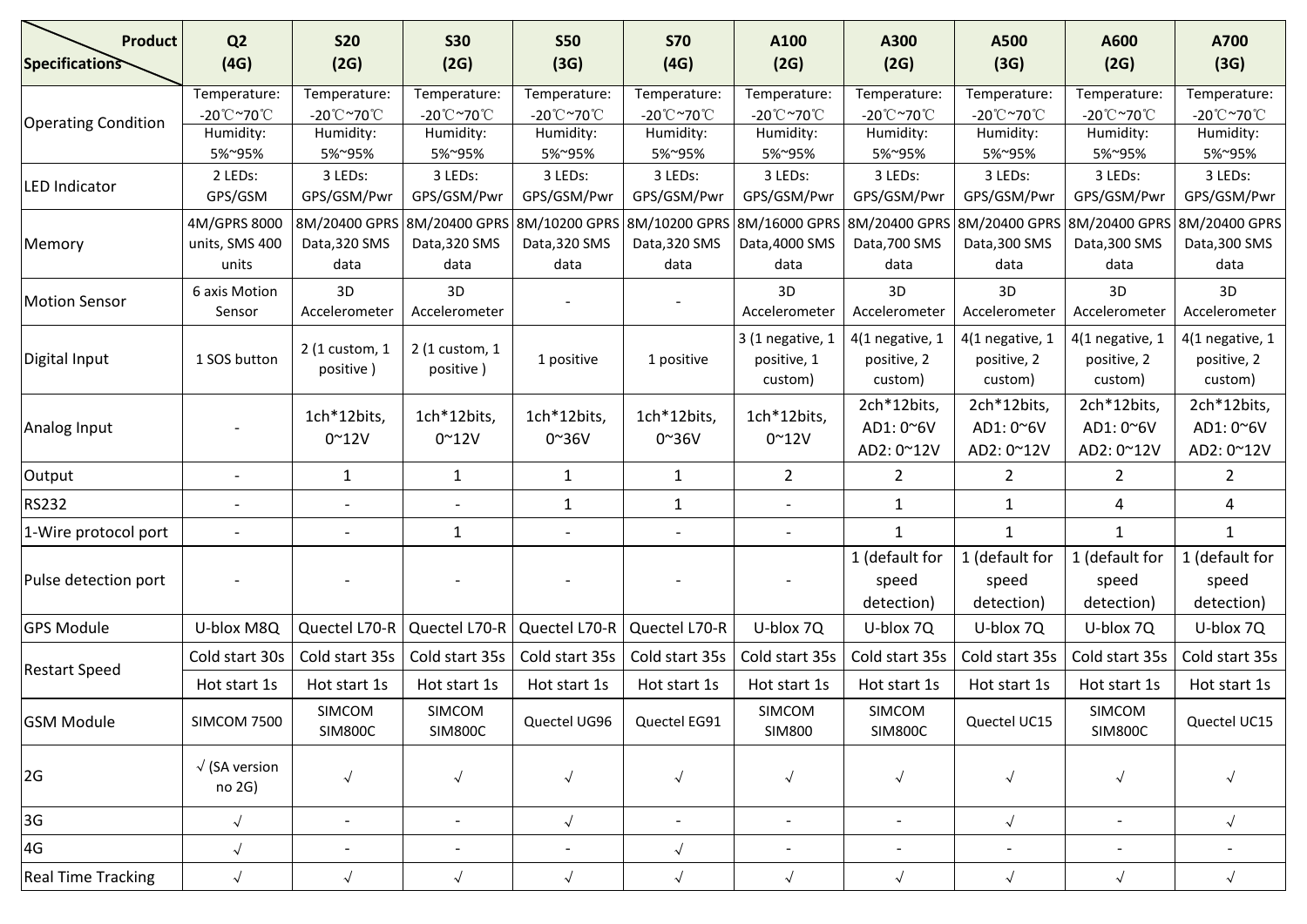| Product / Specifications | Q2 (4G) | S20 (2G) | S30 (2G) | S50 (3G) | S70 (4G) | A100 (2G) | A300 (2G) | A500 (3G) | A600 (2G) | A700 (3G) |
|---|---|---|---|---|---|---|---|---|---|---|
| Operating Condition | Temperature: -20℃~70℃ | Temperature: -20℃~70℃ | Temperature: -20℃~70℃ | Temperature: -20℃~70℃ | Temperature: -20℃~70℃ | Temperature: -20℃~70℃ | Temperature: -20℃~70℃ | Temperature: -20℃~70℃ | Temperature: -20℃~70℃ | Temperature: -20℃~70℃ |
| | Humidity: 5%~95% | Humidity: 5%~95% | Humidity: 5%~95% | Humidity: 5%~95% | Humidity: 5%~95% | Humidity: 5%~95% | Humidity: 5%~95% | Humidity: 5%~95% | Humidity: 5%~95% | Humidity: 5%~95% |
| LED Indicator | 2 LEDs: GPS/GSM | 3 LEDs: GPS/GSM/Pwr | 3 LEDs: GPS/GSM/Pwr | 3 LEDs: GPS/GSM/Pwr | 3 LEDs: GPS/GSM/Pwr | 3 LEDs: GPS/GSM/Pwr | 3 LEDs: GPS/GSM/Pwr | 3 LEDs: GPS/GSM/Pwr | 3 LEDs: GPS/GSM/Pwr | 3 LEDs: GPS/GSM/Pwr |
| Memory | 4M/GPRS 8000 units, SMS 400 units | 8M/20400 GPRS Data,320 SMS data | 8M/20400 GPRS Data,320 SMS data | 8M/10200 GPRS Data,320 SMS data | 8M/10200 GPRS Data,320 SMS data | 8M/16000 GPRS Data,4000 SMS data | 8M/20400 GPRS Data,700 SMS data | 8M/20400 GPRS Data,300 SMS data | 8M/20400 GPRS Data,300 SMS data | 8M/20400 GPRS Data,300 SMS data |
| Motion Sensor | 6 axis Motion Sensor | 3D Accelerometer | 3D Accelerometer | - | - | 3D Accelerometer | 3D Accelerometer | 3D Accelerometer | 3D Accelerometer | 3D Accelerometer |
| Digital Input | 1 SOS button | 2 (1 custom, 1 positive ) | 2 (1 custom, 1 positive ) | 1 positive | 1 positive | 3 (1 negative, 1 positive, 1 custom) | 4(1 negative, 1 positive, 2 custom) | 4(1 negative, 1 positive, 2 custom) | 4(1 negative, 1 positive, 2 custom) | 4(1 negative, 1 positive, 2 custom) |
| Analog Input | - | 1ch*12bits, 0~12V | 1ch*12bits, 0~12V | 1ch*12bits, 0~36V | 1ch*12bits, 0~36V | 1ch*12bits, 0~12V | 2ch*12bits, AD1: 0~6V AD2: 0~12V | 2ch*12bits, AD1: 0~6V AD2: 0~12V | 2ch*12bits, AD1: 0~6V AD2: 0~12V | 2ch*12bits, AD1: 0~6V AD2: 0~12V |
| Output | - | 1 | 1 | 1 | 1 | 2 | 2 | 2 | 2 | 2 |
| RS232 | - | - | - | 1 | 1 | - | 1 | 1 | 4 | 4 |
| 1-Wire protocol port | - | - | 1 | - | - | - | 1 | 1 | 1 | 1 |
| Pulse detection port | - | - | - | - | - | - | 1 (default for speed detection) | 1 (default for speed detection) | 1 (default for speed detection) | 1 (default for speed detection) |
| GPS Module | U-blox M8Q | Quectel L70-R | Quectel L70-R | Quectel L70-R | Quectel L70-R | U-blox 7Q | U-blox 7Q | U-blox 7Q | U-blox 7Q | U-blox 7Q |
| Restart Speed | Cold start 30s | Cold start 35s | Cold start 35s | Cold start 35s | Cold start 35s | Cold start 35s | Cold start 35s | Cold start 35s | Cold start 35s | Cold start 35s |
| | Hot start 1s | Hot start 1s | Hot start 1s | Hot start 1s | Hot start 1s | Hot start 1s | Hot start 1s | Hot start 1s | Hot start 1s | Hot start 1s |
| GSM Module | SIMCOM 7500 | SIMCOM SIM800C | SIMCOM SIM800C | Quectel UG96 | Quectel EG91 | SIMCOM SIM800 | SIMCOM SIM800C | Quectel UC15 | SIMCOM SIM800C | Quectel UC15 |
| 2G | √ (SA version no 2G) | √ | √ | √ | √ | √ | √ | √ | √ | √ |
| 3G | √ | - | - | √ | - | - | - | √ | - | √ |
| 4G | √ | - | - | - | √ | - | - | - | - | - |
| Real Time Tracking | √ | √ | √ | √ | √ | √ | √ | √ | √ | √ |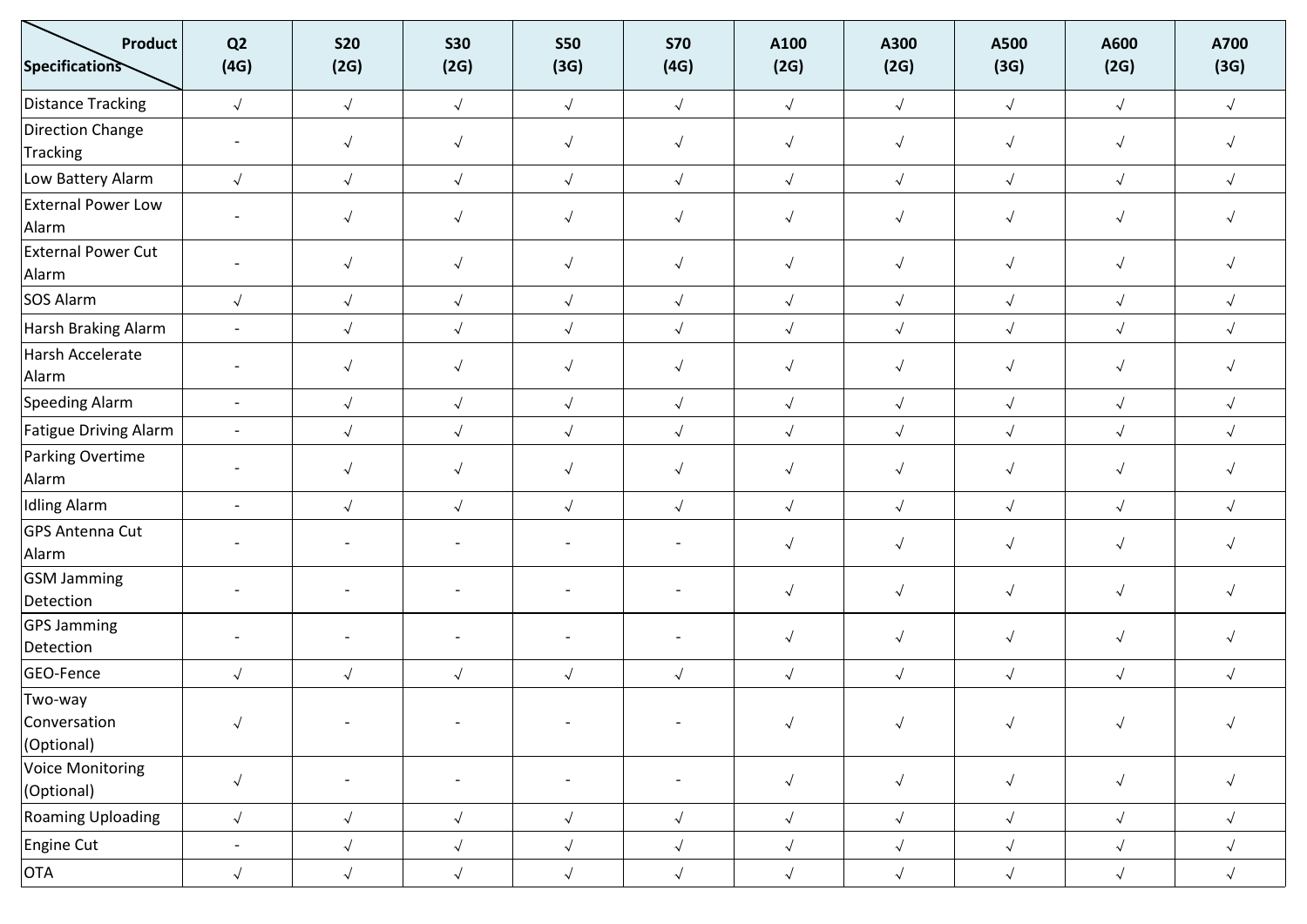| Product / Specifications | Q2 (4G) | S20 (2G) | S30 (2G) | S50 (3G) | S70 (4G) | A100 (2G) | A300 (2G) | A500 (3G) | A600 (2G) | A700 (3G) |
|---|---|---|---|---|---|---|---|---|---|---|
| Distance Tracking | √ | √ | √ | √ | √ | √ | √ | √ | √ | √ |
| Direction Change Tracking | - | √ | √ | √ | √ | √ | √ | √ | √ | √ |
| Low Battery Alarm | √ | √ | √ | √ | √ | √ | √ | √ | √ | √ |
| External Power Low Alarm | - | √ | √ | √ | √ | √ | √ | √ | √ | √ |
| External Power Cut Alarm | - | √ | √ | √ | √ | √ | √ | √ | √ | √ |
| SOS Alarm | √ | √ | √ | √ | √ | √ | √ | √ | √ | √ |
| Harsh Braking Alarm | - | √ | √ | √ | √ | √ | √ | √ | √ | √ |
| Harsh Accelerate Alarm | - | √ | √ | √ | √ | √ | √ | √ | √ | √ |
| Speeding Alarm | - | √ | √ | √ | √ | √ | √ | √ | √ | √ |
| Fatigue Driving Alarm | - | √ | √ | √ | √ | √ | √ | √ | √ | √ |
| Parking Overtime Alarm | - | √ | √ | √ | √ | √ | √ | √ | √ | √ |
| Idling Alarm | - | √ | √ | √ | √ | √ | √ | √ | √ | √ |
| GPS Antenna Cut Alarm | - | - | - | - | - | √ | √ | √ | √ | √ |
| GSM Jamming Detection | - | - | - | - | - | √ | √ | √ | √ | √ |
| GPS Jamming Detection | - | - | - | - | - | √ | √ | √ | √ | √ |
| GEO-Fence | √ | √ | √ | √ | √ | √ | √ | √ | √ | √ |
| Two-way Conversation (Optional) | √ | - | - | - | - | √ | √ | √ | √ | √ |
| Voice Monitoring (Optional) | √ | - | - | - | - | √ | √ | √ | √ | √ |
| Roaming Uploading | √ | √ | √ | √ | √ | √ | √ | √ | √ | √ |
| Engine Cut | - | √ | √ | √ | √ | √ | √ | √ | √ | √ |
| OTA | √ | √ | √ | √ | √ | √ | √ | √ | √ | √ |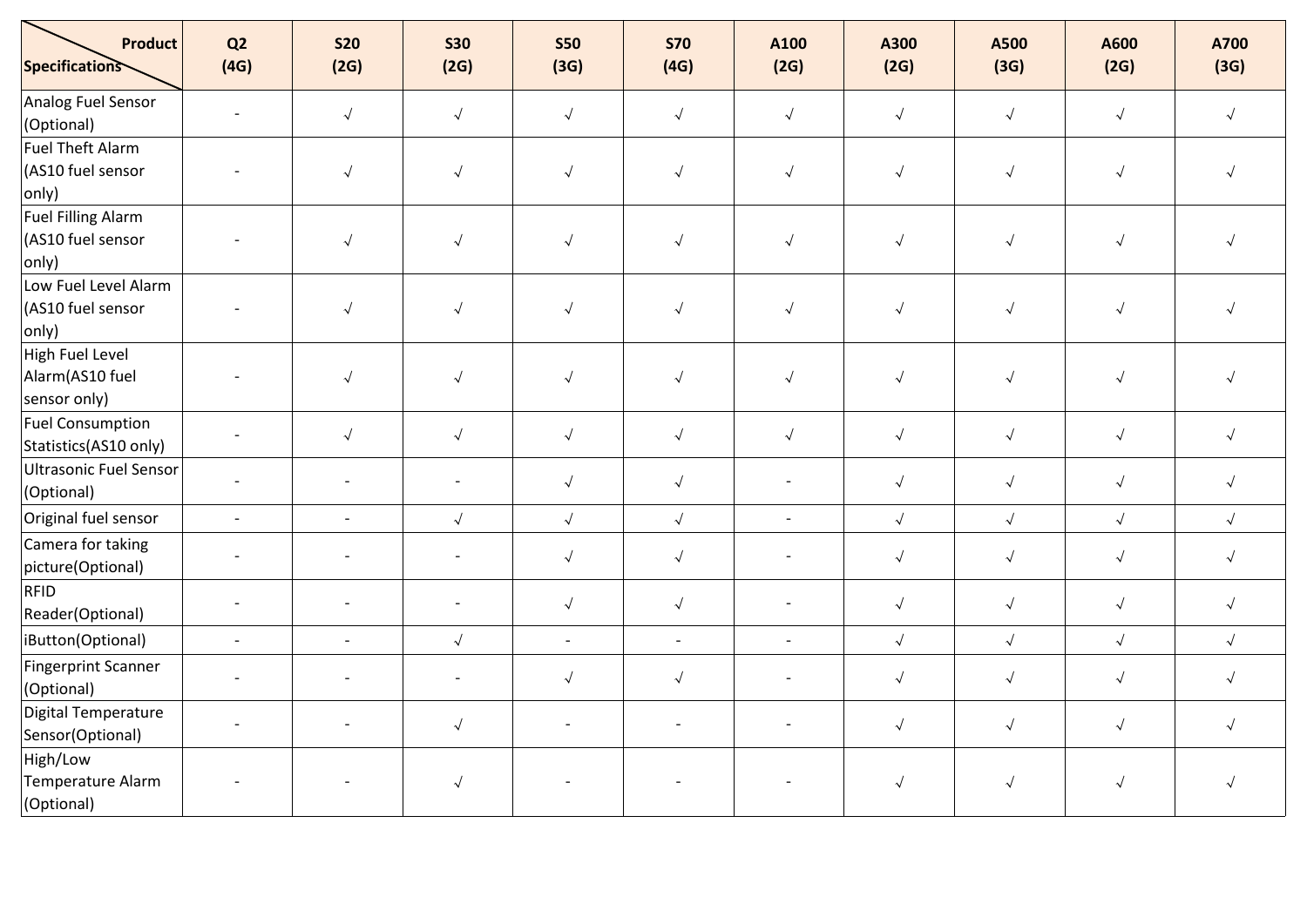| Product / Specifications | Q2 (4G) | S20 (2G) | S30 (2G) | S50 (3G) | S70 (4G) | A100 (2G) | A300 (2G) | A500 (3G) | A600 (2G) | A700 (3G) |
|---|---|---|---|---|---|---|---|---|---|---|
| Analog Fuel Sensor (Optional) | - | √ | √ | √ | √ | √ | √ | √ | √ | √ |
| Fuel Theft Alarm (AS10 fuel sensor only) | - | √ | √ | √ | √ | √ | √ | √ | √ | √ |
| Fuel Filling Alarm (AS10 fuel sensor only) | - | √ | √ | √ | √ | √ | √ | √ | √ | √ |
| Low Fuel Level Alarm (AS10 fuel sensor only) | - | √ | √ | √ | √ | √ | √ | √ | √ | √ |
| High Fuel Level Alarm(AS10 fuel sensor only) | - | √ | √ | √ | √ | √ | √ | √ | √ | √ |
| Fuel Consumption Statistics(AS10 only) | - | √ | √ | √ | √ | √ | √ | √ | √ | √ |
| Ultrasonic Fuel Sensor (Optional) | - | - | - | √ | √ | - | √ | √ | √ | √ |
| Original fuel sensor | - | - | √ | √ | √ | - | √ | √ | √ | √ |
| Camera for taking picture(Optional) | - | - | - | √ | √ | - | √ | √ | √ | √ |
| RFID Reader(Optional) | - | - | - | √ | √ | - | √ | √ | √ | √ |
| iButton(Optional) | - | - | √ | - | - | - | √ | √ | √ | √ |
| Fingerprint Scanner (Optional) | - | - | - | √ | √ | - | √ | √ | √ | √ |
| Digital Temperature Sensor(Optional) | - | - | √ | - | - | - | √ | √ | √ | √ |
| High/Low Temperature Alarm (Optional) | - | - | √ | - | - | - | √ | √ | √ | √ |